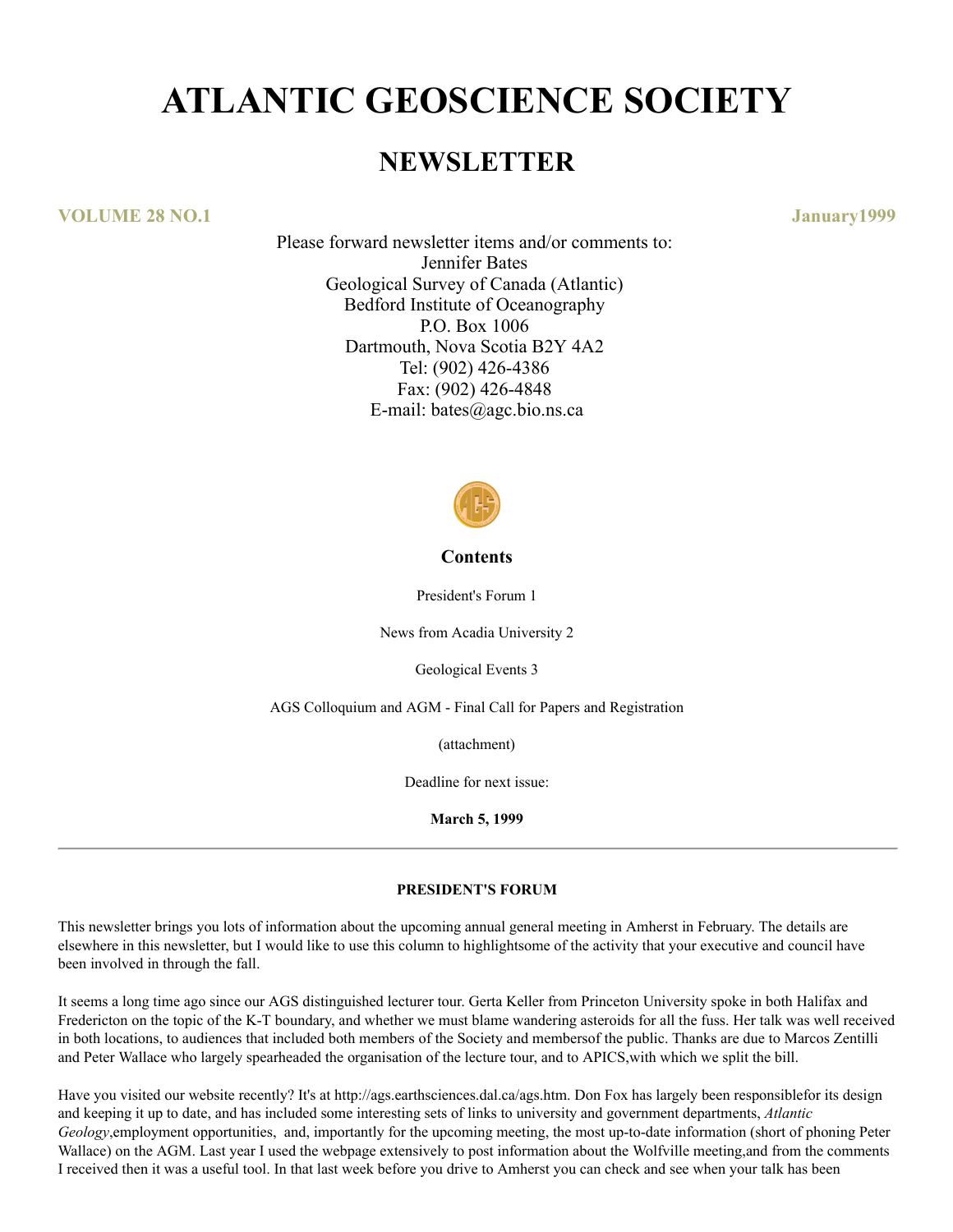# ATLANTIC GEOSCIENCE SOCIETY

## NEWSLETTER

**VOLUME 28 NO.1** **January1999**

Please forward newsletter items and/or comments to:
Jennifer Bates
Geological Survey of Canada (Atlantic)
Bedford Institute of Oceanography
P.O. Box 1006
Dartmouth, Nova Scotia B2Y 4A2
Tel: (902) 426-4386
Fax: (902) 426-4848
E-mail: bates@agc.bio.ns.ca

### Contents

President's Forum 1

News from Acadia University 2

Geological Events 3

AGS Colloquium and AGM - Final Call for Papers and Registration

(attachment)

Deadline for next issue:

**March 5, 1999**

---

#### PRESIDENT'S FORUM

This newsletter brings you lots of information about the upcoming annual general meeting in Amherst in February. The details are elsewhere in this newsletter, but I would like to use this column to highlightsome of the activity that your executive and council have been involved in through the fall.

It seems a long time ago since our AGS distinguished lecturer tour. Gerta Keller from Princeton University spoke in both Halifax and Fredericton on the topic of the K-T boundary, and whether we must blame wandering asteroids for all the fuss. Her talk was well received in both locations, to audiences that included both members of the Society and membersof the public. Thanks are due to Marcos Zentilli and Peter Wallace who largely spearheaded the organisation of the lecture tour, and to APICS,with which we split the bill.

Have you visited our website recently? It's at http://ags.earthsciences.dal.ca/ags.htm. Don Fox has largely been responsiblefor its design and keeping it up to date, and has included some interesting sets of links to university and government departments, *Atlantic Geology*,employment opportunities, and, importantly for the upcoming meeting, the most up-to-date information (short of phoning Peter Wallace) on the AGM. Last year I used the webpage extensively to post information about the Wolfville meeting,and from the comments I received then it was a useful tool. In that last week before you drive to Amherst you can check and see when your talk has been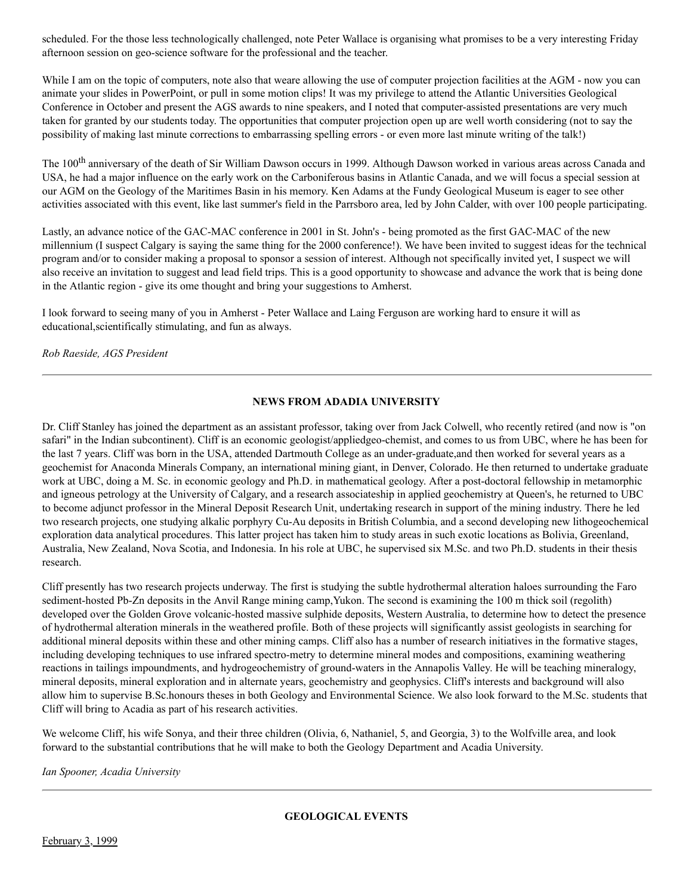scheduled. For the those less technologically challenged, note Peter Wallace is organising what promises to be a very interesting Friday afternoon session on geo-science software for the professional and the teacher.

While I am on the topic of computers, note also that weare allowing the use of computer projection facilities at the AGM - now you can animate your slides in PowerPoint, or pull in some motion clips! It was my privilege to attend the Atlantic Universities Geological Conference in October and present the AGS awards to nine speakers, and I noted that computer-assisted presentations are very much taken for granted by our students today. The opportunities that computer projection open up are well worth considering (not to say the possibility of making last minute corrections to embarrassing spelling errors - or even more last minute writing of the talk!)

The 100$^{th}$ anniversary of the death of Sir William Dawson occurs in 1999. Although Dawson worked in various areas across Canada and USA, he had a major influence on the early work on the Carboniferous basins in Atlantic Canada, and we will focus a special session at our AGM on the Geology of the Maritimes Basin in his memory. Ken Adams at the Fundy Geological Museum is eager to see other activities associated with this event, like last summer's field in the Parrsboro area, led by John Calder, with over 100 people participating.

Lastly, an advance notice of the GAC-MAC conference in 2001 in St. John's - being promoted as the first GAC-MAC of the new millennium (I suspect Calgary is saying the same thing for the 2000 conference!). We have been invited to suggest ideas for the technical program and/or to consider making a proposal to sponsor a session of interest. Although not specifically invited yet, I suspect we will also receive an invitation to suggest and lead field trips. This is a good opportunity to showcase and advance the work that is being done in the Atlantic region - give its ome thought and bring your suggestions to Amherst.

I look forward to seeing many of you in Amherst - Peter Wallace and Laing Ferguson are working hard to ensure it will as educational,scientifically stimulating, and fun as always.

*Rob Raeside, AGS President*

---

## NEWS FROM ADADIA UNIVERSITY

Dr. Cliff Stanley has joined the department as an assistant professor, taking over from Jack Colwell, who recently retired (and now is "on safari" in the Indian subcontinent). Cliff is an economic geologist/appliedgeo-chemist, and comes to us from UBC, where he has been for the last 7 years. Cliff was born in the USA, attended Dartmouth College as an under-graduate,and then worked for several years as a geochemist for Anaconda Minerals Company, an international mining giant, in Denver, Colorado. He then returned to undertake graduate work at UBC, doing a M. Sc. in economic geology and Ph.D. in mathematical geology. After a post-doctoral fellowship in metamorphic and igneous petrology at the University of Calgary, and a research associateship in applied geochemistry at Queen's, he returned to UBC to become adjunct professor in the Mineral Deposit Research Unit, undertaking research in support of the mining industry. There he led two research projects, one studying alkalic porphyry Cu-Au deposits in British Columbia, and a second developing new lithogeochemical exploration data analytical procedures. This latter project has taken him to study areas in such exotic locations as Bolivia, Greenland, Australia, New Zealand, Nova Scotia, and Indonesia. In his role at UBC, he supervised six M.Sc. and two Ph.D. students in their thesis research.

Cliff presently has two research projects underway. The first is studying the subtle hydrothermal alteration haloes surrounding the Faro sediment-hosted Pb-Zn deposits in the Anvil Range mining camp,Yukon. The second is examining the 100 m thick soil (regolith) developed over the Golden Grove volcanic-hosted massive sulphide deposits, Western Australia, to determine how to detect the presence of hydrothermal alteration minerals in the weathered profile. Both of these projects will significantly assist geologists in searching for additional mineral deposits within these and other mining camps. Cliff also has a number of research initiatives in the formative stages, including developing techniques to use infrared spectro-metry to determine mineral modes and compositions, examining weathering reactions in tailings impoundments, and hydrogeochemistry of ground-waters in the Annapolis Valley. He will be teaching mineralogy, mineral deposits, mineral exploration and in alternate years, geochemistry and geophysics. Cliff's interests and background will also allow him to supervise B.Sc.honours theses in both Geology and Environmental Science. We also look forward to the M.Sc. students that Cliff will bring to Acadia as part of his research activities.

We welcome Cliff, his wife Sonya, and their three children (Olivia, 6, Nathaniel, 5, and Georgia, 3) to the Wolfville area, and look forward to the substantial contributions that he will make to both the Geology Department and Acadia University.

*Ian Spooner, Acadia University*

---

## GEOLOGICAL EVENTS

February 3, 1999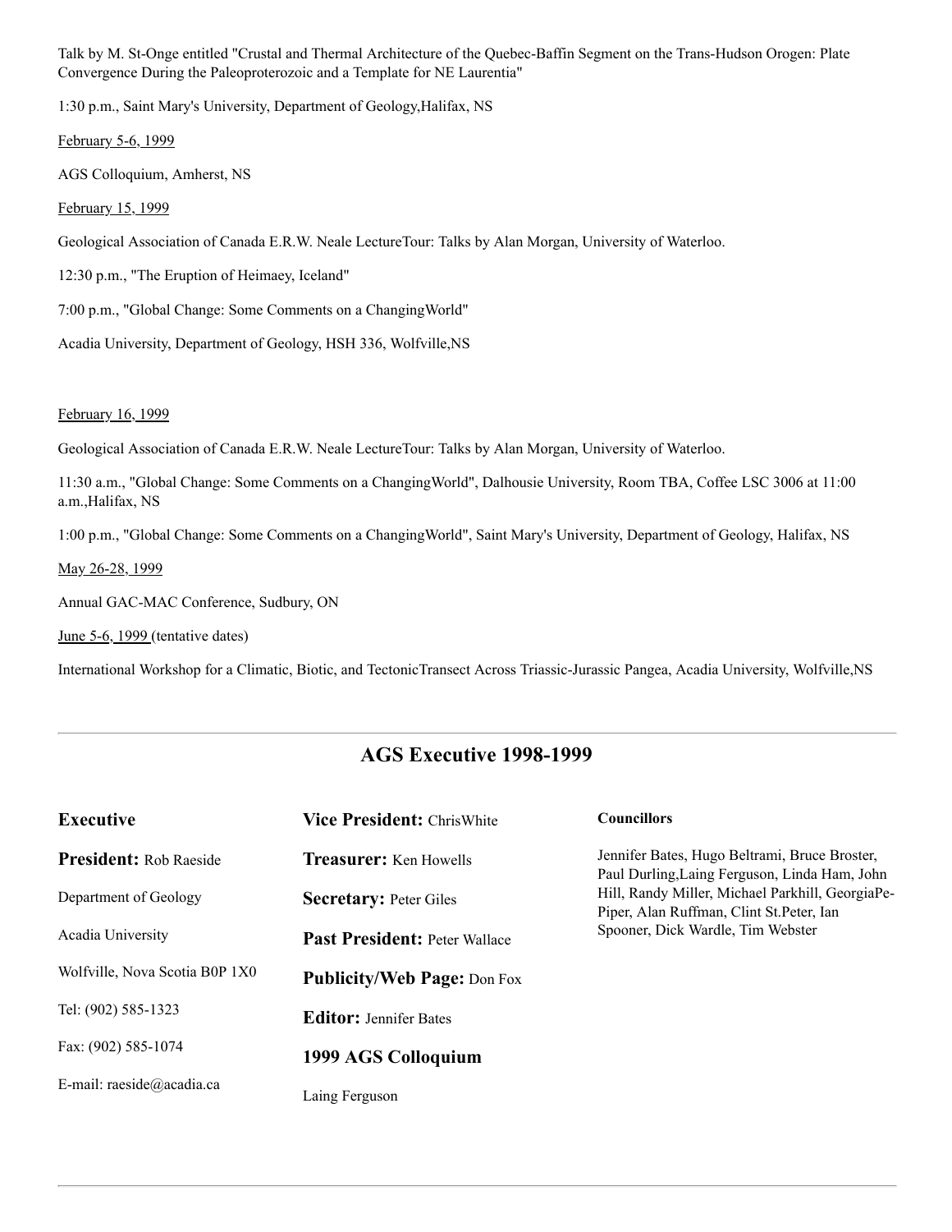Talk by M. St-Onge entitled "Crustal and Thermal Architecture of the Quebec-Baffin Segment on the Trans-Hudson Orogen: Plate Convergence During the Paleoproterozoic and a Template for NE Laurentia"

1:30 p.m., Saint Mary's University, Department of Geology,Halifax, NS

February 5-6, 1999

AGS Colloquium, Amherst, NS

February 15, 1999

Geological Association of Canada E.R.W. Neale LectureTour: Talks by Alan Morgan, University of Waterloo.

12:30 p.m., "The Eruption of Heimaey, Iceland"

7:00 p.m., "Global Change: Some Comments on a ChangingWorld"

Acadia University, Department of Geology, HSH 336, Wolfville,NS

February 16, 1999

Geological Association of Canada E.R.W. Neale LectureTour: Talks by Alan Morgan, University of Waterloo.

11:30 a.m., "Global Change: Some Comments on a ChangingWorld", Dalhousie University, Room TBA, Coffee LSC 3006 at 11:00 a.m.,Halifax, NS

1:00 p.m., "Global Change: Some Comments on a ChangingWorld", Saint Mary's University, Department of Geology, Halifax, NS

May 26-28, 1999

Annual GAC-MAC Conference, Sudbury, ON

June 5-6, 1999 (tentative dates)

International Workshop for a Climatic, Biotic, and TectonicTransect Across Triassic-Jurassic Pangea, Acadia University, Wolfville,NS

---

## AGS Executive 1998-1999

### Executive

**President:** Rob Raeside

Department of Geology

Acadia University

Wolfville, Nova Scotia B0P 1X0

Tel: (902) 585-1323

Fax: (902) 585-1074

E-mail: raeside@acadia.ca

**Vice President:** ChrisWhite

**Treasurer:** Ken Howells

**Secretary:** Peter Giles

**Past President:** Peter Wallace

**Publicity/Web Page:** Don Fox

**Editor:** Jennifer Bates

### 1999 AGS Colloquium

Laing Ferguson

**Councillors**

Jennifer Bates, Hugo Beltrami, Bruce Broster, Paul Durling,Laing Ferguson, Linda Ham, John Hill, Randy Miller, Michael Parkhill, GeorgiaPe-Piper, Alan Ruffman, Clint St.Peter, Ian Spooner, Dick Wardle, Tim Webster

---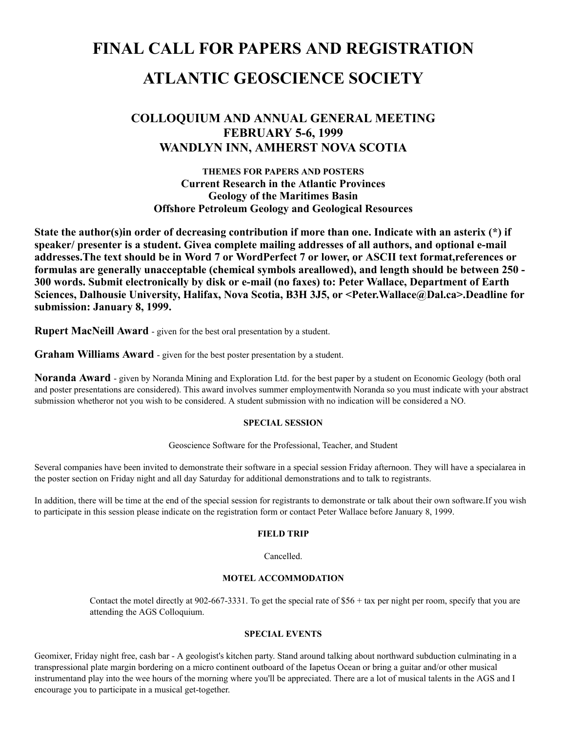# FINAL CALL FOR PAPERS AND REGISTRATION

# ATLANTIC GEOSCIENCE SOCIETY

## COLLOQUIUM AND ANNUAL GENERAL MEETING
## FEBRUARY 5-6, 1999
## WANDLYN INN, AMHERST NOVA SCOTIA

**THEMES FOR PAPERS AND POSTERS**

**Current Research in the Atlantic Provinces**
**Geology of the Maritimes Basin**
**Offshore Petroleum Geology and Geological Resources**

**State the author(s)in order of decreasing contribution if more than one. Indicate with an asterix (*) if speaker/ presenter is a student. Givea complete mailing addresses of all authors, and optional e-mail addresses.The text should be in Word 7 or WordPerfect 7 or lower, or ASCII text format,references or formulas are generally unacceptable (chemical symbols areallowed), and length should be between 250 - 300 words. Submit electronically by disk or e-mail (no faxes) to: Peter Wallace, Department of Earth Sciences, Dalhousie University, Halifax, Nova Scotia, B3H 3J5, or <Peter.Wallace@Dal.ca>.Deadline for submission: January 8, 1999.**

**Rupert MacNeill Award** - given for the best oral presentation by a student.

**Graham Williams Award** - given for the best poster presentation by a student.

**Noranda Award** - given by Noranda Mining and Exploration Ltd. for the best paper by a student on Economic Geology (both oral and poster presentations are considered). This award involves summer employmentwith Noranda so you must indicate with your abstract submission whetheror not you wish to be considered. A student submission with no indication will be considered a NO.

#### SPECIAL SESSION

Geoscience Software for the Professional, Teacher, and Student

Several companies have been invited to demonstrate their software in a special session Friday afternoon. They will have a specialarea in the poster section on Friday night and all day Saturday for additional demonstrations and to talk to registrants.

In addition, there will be time at the end of the special session for registrants to demonstrate or talk about their own software.If you wish to participate in this session please indicate on the registration form or contact Peter Wallace before January 8, 1999.

#### FIELD TRIP

Cancelled.

#### MOTEL ACCOMMODATION

Contact the motel directly at 902-667-3331. To get the special rate of $56 + tax per night per room, specify that you are attending the AGS Colloquium.

#### SPECIAL EVENTS

Geomixer, Friday night free, cash bar - A geologist's kitchen party. Stand around talking about northward subduction culminating in a transpressional plate margin bordering on a micro continent outboard of the Iapetus Ocean or bring a guitar and/or other musical instrumentand play into the wee hours of the morning where you'll be appreciated. There are a lot of musical talents in the AGS and I encourage you to participate in a musical get-together.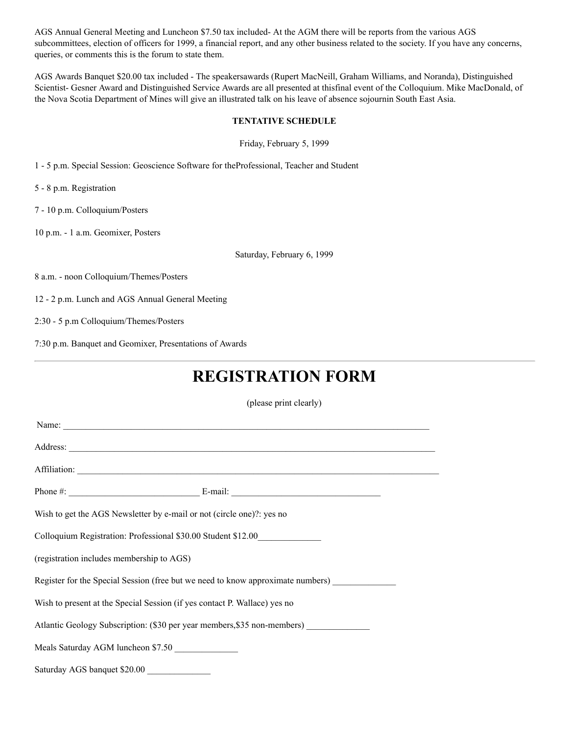AGS Annual General Meeting and Luncheon $7.50 tax included- At the AGM there will be reports from the various AGS subcommittees, election of officers for 1999, a financial report, and any other business related to the society. If you have any concerns, queries, or comments this is the forum to state them.

AGS Awards Banquet $20.00 tax included - The speakersawards (Rupert MacNeill, Graham Williams, and Noranda), Distinguished Scientist- Gesner Award and Distinguished Service Awards are all presented at thisfinal event of the Colloquium. Mike MacDonald, of the Nova Scotia Department of Mines will give an illustrated talk on his leave of absence sojournin South East Asia.

**TENTATIVE SCHEDULE**

Friday, February 5, 1999

1 - 5 p.m. Special Session: Geoscience Software for theProfessional, Teacher and Student

5 - 8 p.m. Registration

7 - 10 p.m. Colloquium/Posters

10 p.m. - 1 a.m. Geomixer, Posters

Saturday, February 6, 1999

8 a.m. - noon Colloquium/Themes/Posters

12 - 2 p.m. Lunch and AGS Annual General Meeting

2:30 - 5 p.m Colloquium/Themes/Posters

7:30 p.m. Banquet and Geomixer, Presentations of Awards

---

# REGISTRATION FORM

(please print clearly)

Name: ______________________________________________________________________________

Address: _____________________________________________________________________________

Affiliation: ___________________________________________________________________________

Phone #: _____________________________ E-mail: _________________________________

Wish to get the AGS Newsletter by e-mail or not (circle one)?: yes no

Colloquium Registration: Professional $30.00 Student $12.00______________

(registration includes membership to AGS)

Register for the Special Session (free but we need to know approximate numbers) ______________

Wish to present at the Special Session (if yes contact P. Wallace) yes no

Atlantic Geology Subscription: ($30 per year members,$35 non-members) ______________

Meals Saturday AGM luncheon $7.50 ______________

Saturday AGS banquet $20.00 ______________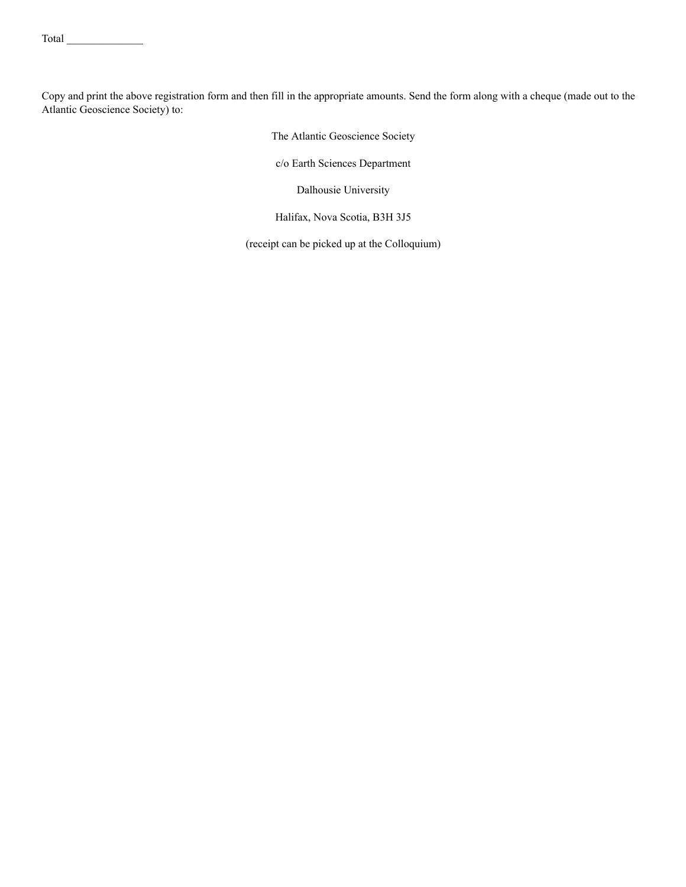Total ______________

Copy and print the above registration form and then fill in the appropriate amounts. Send the form along with a cheque (made out to the Atlantic Geoscience Society) to:

The Atlantic Geoscience Society

c/o Earth Sciences Department

Dalhousie University

Halifax, Nova Scotia, B3H 3J5

(receipt can be picked up at the Colloquium)